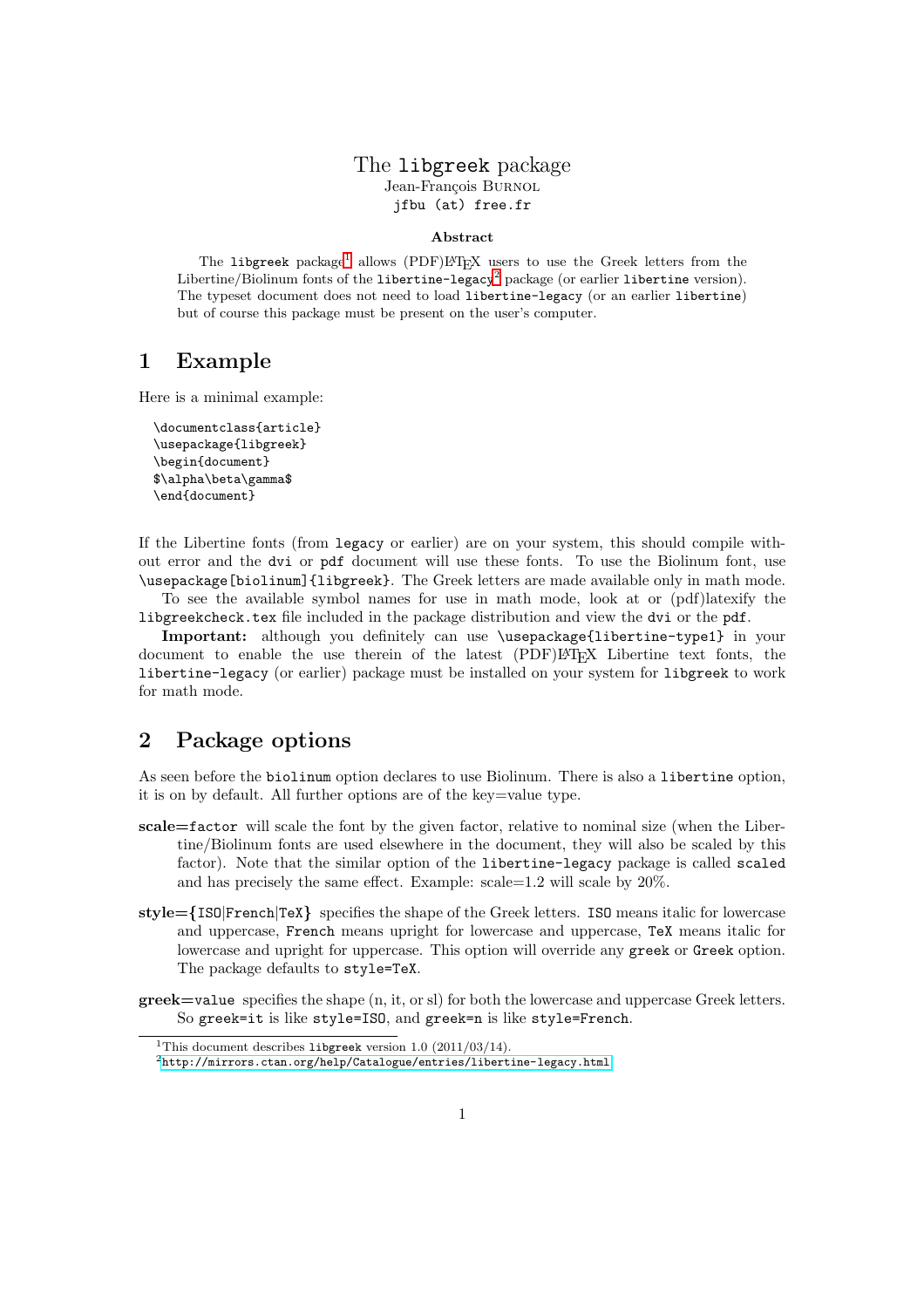# The `libgreek` package

Jean-François Burnol
`jfbu (at) free.fr`

**Abstract**

The `libgreek` package[1] allows (PDF)LaTeX users to use the Greek letters from the Libertine/Biolinum fonts of the `libertine-legacy`[2] package (or earlier `libertine` version). The typeset document does not need to load `libertine-legacy` (or an earlier `libertine`) but of course this package must be present on the user's computer.

## 1 Example

Here is a minimal example:

```
\documentclass{article}
\usepackage{libgreek}
\begin{document}
$\alpha\beta\gamma$
\end{document}
```

If the Libertine fonts (from `legacy` or earlier) are on your system, this should compile without error and the `dvi` or `pdf` document will use these fonts. To use the Biolinum font, use `\usepackage[biolinum]{libgreek}`. The Greek letters are made available only in math mode.

To see the available symbol names for use in math mode, look at or (pdf)latexify the `libgreekcheck.tex` file included in the package distribution and view the `dvi` or the `pdf`.

**Important:** although you definitely can use `\usepackage{libertine-type1}` in your document to enable the use therein of the latest (PDF)LaTeX Libertine text fonts, the `libertine-legacy` (or earlier) package must be installed on your system for `libgreek` to work for math mode.

## 2 Package options

As seen before the `biolinum` option declares to use Biolinum. There is also a `libertine` option, it is on by default. All further options are of the key=value type.

**scale=`factor`** will scale the font by the given factor, relative to nominal size (when the Libertine/Biolinum fonts are used elsewhere in the document, they will also be scaled by this factor). Note that the similar option of the `libertine-legacy` package is called `scaled` and has precisely the same effect. Example: scale=1.2 will scale by 20%.

**style={`ISO`|`French`|`TeX`}** specifies the shape of the Greek letters. `ISO` means italic for lowercase and uppercase, `French` means upright for lowercase and uppercase, `TeX` means italic for lowercase and upright for uppercase. This option will override any `greek` or `Greek` option. The package defaults to `style=TeX`.

**greek=`value`** specifies the shape (n, it, or sl) for both the lowercase and uppercase Greek letters. So `greek=it` is like `style=ISO`, and `greek=n` is like `style=French`.

---

[1] This document describes `libgreek` version 1.0 (2011/03/14).

[2] `http://mirrors.ctan.org/help/Catalogue/entries/libertine-legacy.html`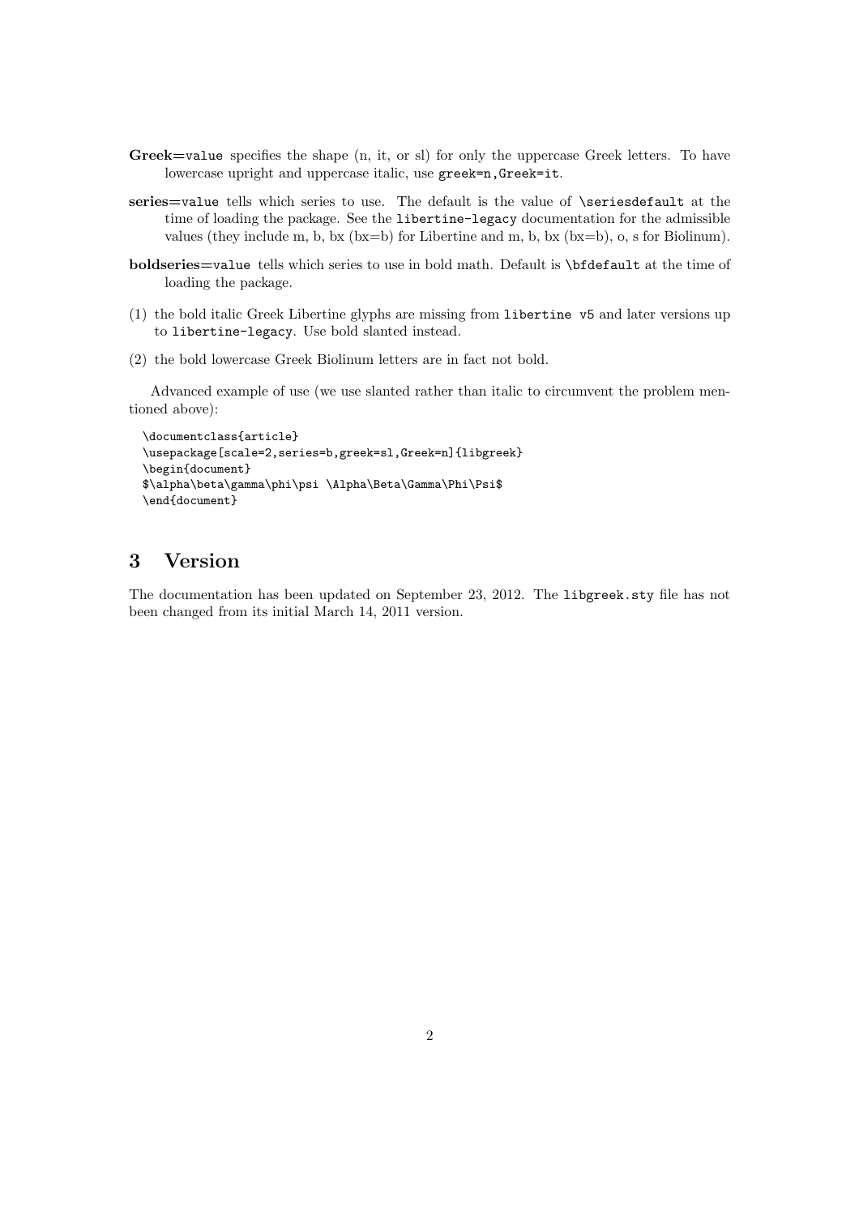**Greek=**`value` specifies the shape (n, it, or sl) for only the uppercase Greek letters. To have lowercase upright and uppercase italic, use `greek=n,Greek=it`.

**series=**`value` tells which series to use. The default is the value of `\seriesdefault` at the time of loading the package. See the `libertine-legacy` documentation for the admissible values (they include m, b, bx (bx=b) for Libertine and m, b, bx (bx=b), o, s for Biolinum).

**boldseries=**`value` tells which series to use in bold math. Default is `\bfdefault` at the time of loading the package.

(1) the bold italic Greek Libertine glyphs are missing from `libertine v5` and later versions up to `libertine-legacy`. Use bold slanted instead.

(2) the bold lowercase Greek Biolinum letters are in fact not bold.

Advanced example of use (we use slanted rather than italic to circumvent the problem mentioned above):

```
\documentclass{article}
\usepackage[scale=2,series=b,greek=sl,Greek=n]{libgreek}
\begin{document}
$\alpha\beta\gamma\phi\psi \Alpha\Beta\Gamma\Phi\Psi$
\end{document}
```

## 3 Version

The documentation has been updated on September 23, 2012. The `libgreek.sty` file has not been changed from its initial March 14, 2011 version.